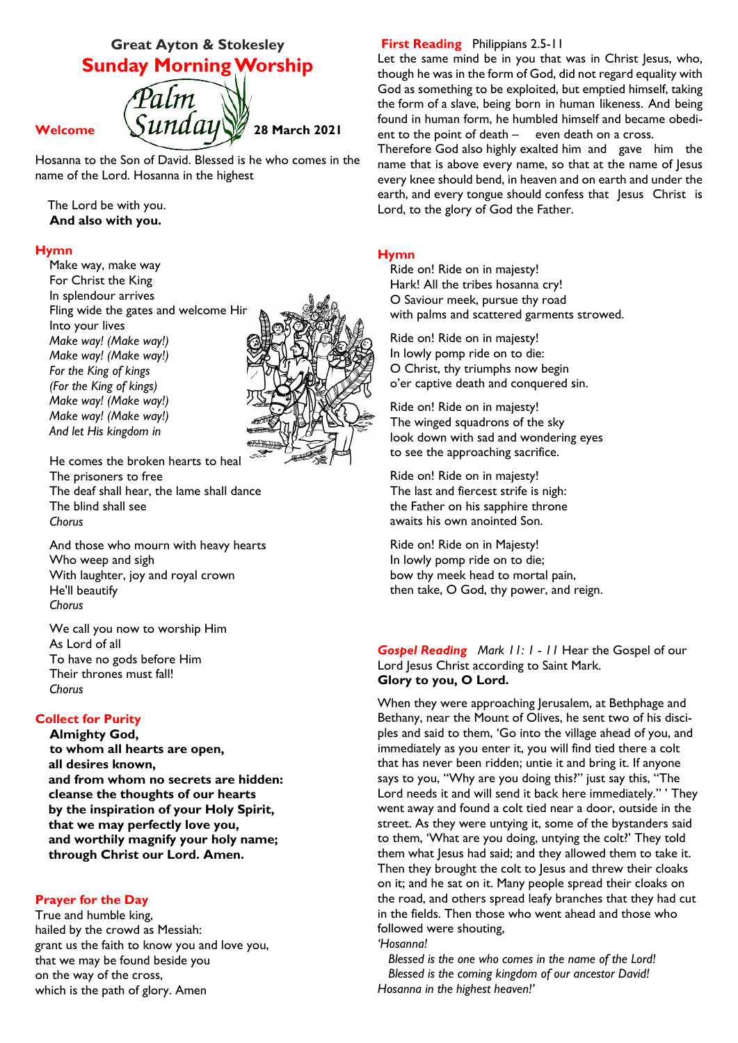## Great Ayton & Stokesley

# Sunday Morning Worship

## Palm Sunday

**Welcome** **28 March 2021**

Hosanna to the Son of David. Blessed is he who comes in the name of the Lord. Hosanna in the highest

The Lord be with you.
**And also with you.**

### Hymn

Make way, make way
For Christ the King
In splendour arrives
Fling wide the gates and welcome Him
Into your lives
*Make way! (Make way!)*
*Make way! (Make way!)*
*For the King of kings*
*(For the King of kings)*
*Make way! (Make way!)*
*Make way! (Make way!)*
*And let His kingdom in*

He comes the broken hearts to heal
The prisoners to free
The deaf shall hear, the lame shall dance
The blind shall see
*Chorus*

And those who mourn with heavy hearts
Who weep and sigh
With laughter, joy and royal crown
He'll beautify
*Chorus*

We call you now to worship Him
As Lord of all
To have no gods before Him
Their thrones must fall!
*Chorus*

### Collect for Purity

**Almighty God,**
**to whom all hearts are open,**
**all desires known,**
**and from whom no secrets are hidden:**
**cleanse the thoughts of our hearts**
**by the inspiration of your Holy Spirit,**
**that we may perfectly love you,**
**and worthily magnify your holy name;**
**through Christ our Lord. Amen.**

### Prayer for the Day

True and humble king,
hailed by the crowd as Messiah:
grant us the faith to know you and love you,
that we may be found beside you
on the way of the cross,
which is the path of glory. Amen

### First Reading Philippians 2.5-11

Let the same mind be in you that was in Christ Jesus, who, though he was in the form of God, did not regard equality with God as something to be exploited, but emptied himself, taking the form of a slave, being born in human likeness. And being found in human form, he humbled himself and became obedient to the point of death – even death on a cross.
Therefore God also highly exalted him and gave him the name that is above every name, so that at the name of Jesus every knee should bend, in heaven and on earth and under the earth, and every tongue should confess that Jesus Christ is Lord, to the glory of God the Father.

### Hymn

Ride on! Ride on in majesty!
Hark! All the tribes hosanna cry!
O Saviour meek, pursue thy road
with palms and scattered garments strowed.

Ride on! Ride on in majesty!
In lowly pomp ride on to die:
O Christ, thy triumphs now begin
o'er captive death and conquered sin.

Ride on! Ride on in majesty!
The winged squadrons of the sky
look down with sad and wondering eyes
to see the approaching sacrifice.

Ride on! Ride on in majesty!
The last and fiercest strife is nigh:
the Father on his sapphire throne
awaits his own anointed Son.

Ride on! Ride on in Majesty!
In lowly pomp ride on to die;
bow thy meek head to mortal pain,
then take, O God, thy power, and reign.

### *Gospel Reading* *Mark 11: 1 - 11*

Hear the Gospel of our Lord Jesus Christ according to Saint Mark.
**Glory to you, O Lord.**

When they were approaching Jerusalem, at Bethphage and Bethany, near the Mount of Olives, he sent two of his disciples and said to them, 'Go into the village ahead of you, and immediately as you enter it, you will find tied there a colt that has never been ridden; untie it and bring it. If anyone says to you, "Why are you doing this?" just say this, "The Lord needs it and will send it back here immediately." ' They went away and found a colt tied near a door, outside in the street. As they were untying it, some of the bystanders said to them, 'What are you doing, untying the colt?' They told them what Jesus had said; and they allowed them to take it. Then they brought the colt to Jesus and threw their cloaks on it; and he sat on it. Many people spread their cloaks on the road, and others spread leafy branches that they had cut in the fields. Then those who went ahead and those who followed were shouting,
*'Hosanna!*
*Blessed is the one who comes in the name of the Lord!*
*Blessed is the coming kingdom of our ancestor David!*
*Hosanna in the highest heaven!'*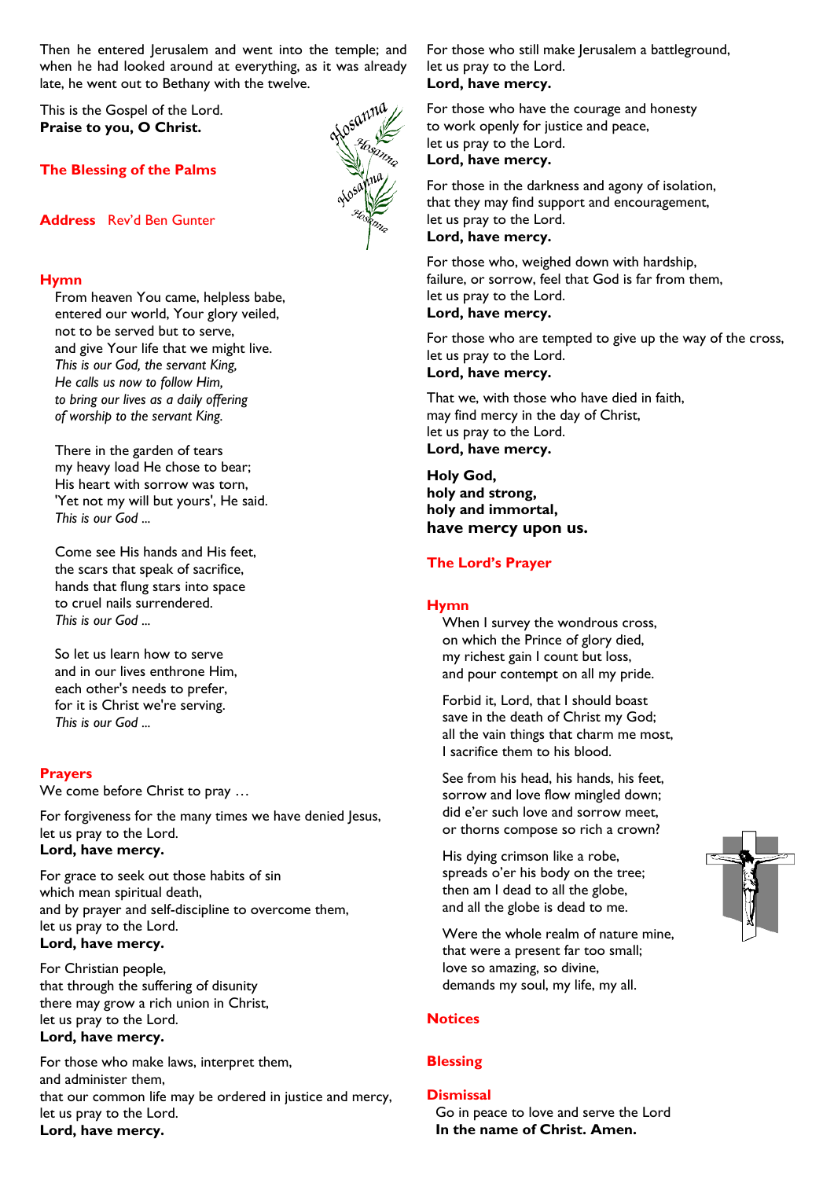Then he entered Jerusalem and went into the temple; and when he had looked around at everything, as it was already late, he went out to Bethany with the twelve.

This is the Gospel of the Lord.
**Praise to you, O Christ.**

## The Blessing of the Palms

## Address   Rev'd Ben Gunter

## Hymn

From heaven You came, helpless babe,
entered our world, Your glory veiled,
not to be served but to serve,
and give Your life that we might live.
*This is our God, the servant King,*
*He calls us now to follow Him,*
*to bring our lives as a daily offering*
*of worship to the servant King.*

There in the garden of tears
my heavy load He chose to bear;
His heart with sorrow was torn,
'Yet not my will but yours', He said.
*This is our God ...*

Come see His hands and His feet,
the scars that speak of sacrifice,
hands that flung stars into space
to cruel nails surrendered.
*This is our God ...*

So let us learn how to serve
and in our lives enthrone Him,
each other's needs to prefer,
for it is Christ we're serving.
*This is our God ...*

## Prayers

We come before Christ to pray …

For forgiveness for the many times we have denied Jesus,
let us pray to the Lord.
**Lord, have mercy.**

For grace to seek out those habits of sin
which mean spiritual death,
and by prayer and self-discipline to overcome them,
let us pray to the Lord.
**Lord, have mercy.**

For Christian people,
that through the suffering of disunity
there may grow a rich union in Christ,
let us pray to the Lord.
**Lord, have mercy.**

For those who make laws, interpret them,
and administer them,
that our common life may be ordered in justice and mercy,
let us pray to the Lord.
**Lord, have mercy.**

For those who still make Jerusalem a battleground,
let us pray to the Lord.
**Lord, have mercy.**

For those who have the courage and honesty
to work openly for justice and peace,
let us pray to the Lord.
**Lord, have mercy.**

For those in the darkness and agony of isolation,
that they may find support and encouragement,
let us pray to the Lord.
**Lord, have mercy.**

For those who, weighed down with hardship,
failure, or sorrow, feel that God is far from them,
let us pray to the Lord.
**Lord, have mercy.**

For those who are tempted to give up the way of the cross,
let us pray to the Lord.
**Lord, have mercy.**

That we, with those who have died in faith,
may find mercy in the day of Christ,
let us pray to the Lord.
**Lord, have mercy.**

**Holy God,**
**holy and strong,**
**holy and immortal,**
**have mercy upon us.**

## The Lord's Prayer

## Hymn

When I survey the wondrous cross,
on which the Prince of glory died,
my richest gain I count but loss,
and pour contempt on all my pride.

Forbid it, Lord, that I should boast
save in the death of Christ my God;
all the vain things that charm me most,
I sacrifice them to his blood.

See from his head, his hands, his feet,
sorrow and love flow mingled down;
did e'er such love and sorrow meet,
or thorns compose so rich a crown?

His dying crimson like a robe,
spreads o'er his body on the tree;
then am I dead to all the globe,
and all the globe is dead to me.

Were the whole realm of nature mine,
that were a present far too small;
love so amazing, so divine,
demands my soul, my life, my all.

## Notices

## Blessing

## Dismissal

Go in peace to love and serve the Lord
**In the name of Christ. Amen.**